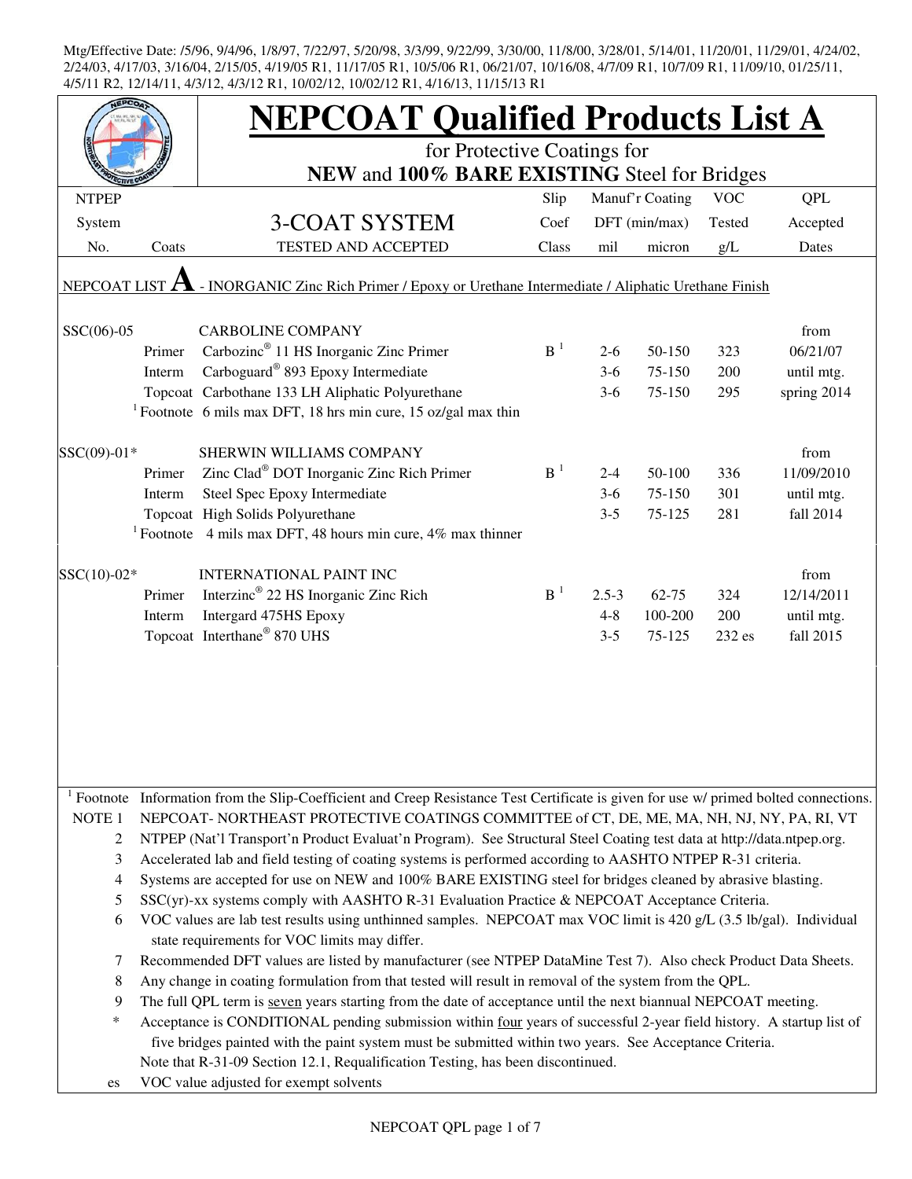Mtg/Effective Date: /5/96, 9/4/96, 1/8/97, 7/22/97, 5/20/98, 3/3/99, 9/22/99, 3/30/00, 11/8/00, 3/28/01, 5/14/01, 11/20/01, 11/29/01, 4/24/02, 2/24/03, 4/17/03, 3/16/04, 2/15/05, 4/19/05 R1, 11/17/05 R1, 10/5/06 R1, 06/21/07, 10/16/08, 4/7/09 R1, 10/7/09 R1, 11/09/10, 01/25/11, 4/5/11 R2, 12/14/11, 4/3/12, 4/3/12 R1, 10/02/12, 10/02/12 R1, 4/16/13, 11/15/13 R1

# NEPCOAT Qualified Products List A

for Protective Coatings for
**NEW** and **100% BARE EXISTING** Steel for Bridges

| NTPEP System No. | Coats | 3-COAT SYSTEM TESTED AND ACCEPTED | Slip Coef Class | Manuf'r Coating DFT (min/max) mil | micron | VOC Tested g/L | QPL Accepted Dates |
|---|---|---|---|---|---|---|---|
| NEPCOAT LIST **A** - INORGANIC Zinc Rich Primer / Epoxy or Urethane Intermediate / Aliphatic Urethane Finish | | | | | | | |
| SSC(06)-05 | | CARBOLINE COMPANY | | | | | from |
| | Primer | Carbozinc® 11 HS Inorganic Zinc Primer | B [1] | 2-6 | 50-150 | 323 | 06/21/07 |
| | Interm | Carboguard® 893 Epoxy Intermediate | | 3-6 | 75-150 | 200 | until mtg. |
| | Topcoat | Carbothane 133 LH Aliphatic Polyurethane | | 3-6 | 75-150 | 295 | spring 2014 |
| | [1] Footnote | 6 mils max DFT, 18 hrs min cure, 15 oz/gal max thin | | | | | |
| SSC(09)-01* | | SHERWIN WILLIAMS COMPANY | | | | | from |
| | Primer | Zinc Clad® DOT Inorganic Zinc Rich Primer | B [1] | 2-4 | 50-100 | 336 | 11/09/2010 |
| | Interm | Steel Spec Epoxy Intermediate | | 3-6 | 75-150 | 301 | until mtg. |
| | Topcoat | High Solids Polyurethane | | 3-5 | 75-125 | 281 | fall 2014 |
| | [1] Footnote | 4 mils max DFT, 48 hours min cure, 4% max thinner | | | | | |
| SSC(10)-02* | | INTERNATIONAL PAINT INC | | | | | from |
| | Primer | Interzinc® 22 HS Inorganic Zinc Rich | B [1] | 2.5-3 | 62-75 | 324 | 12/14/2011 |
| | Interm | Intergard 475HS Epoxy | | 4-8 | 100-200 | 200 | until mtg. |
| | Topcoat | Interthane® 870 UHS | | 3-5 | 75-125 | 232 es | fall 2015 |

[1] Footnote Information from the Slip-Coefficient and Creep Resistance Test Certificate is given for use w/ primed bolted connections.

NOTE 1 NEPCOAT- NORTHEAST PROTECTIVE COATINGS COMMITTEE of CT, DE, ME, MA, NH, NJ, NY, PA, RI, VT

2 NTPEP (Nat'l Transport'n Product Evaluat'n Program). See Structural Steel Coating test data at http://data.ntpep.org.

3 Accelerated lab and field testing of coating systems is performed according to AASHTO NTPEP R-31 criteria.

4 Systems are accepted for use on NEW and 100% BARE EXISTING steel for bridges cleaned by abrasive blasting.

5 SSC(yr)-xx systems comply with AASHTO R-31 Evaluation Practice & NEPCOAT Acceptance Criteria.

6 VOC values are lab test results using unthinned samples. NEPCOAT max VOC limit is 420 g/L (3.5 lb/gal). Individual state requirements for VOC limits may differ.

7 Recommended DFT values are listed by manufacturer (see NTPEP DataMine Test 7). Also check Product Data Sheets.

8 Any change in coating formulation from that tested will result in removal of the system from the QPL.

9 The full QPL term is seven years starting from the date of acceptance until the next biannual NEPCOAT meeting.

* Acceptance is CONDITIONAL pending submission within four years of successful 2-year field history. A startup list of five bridges painted with the paint system must be submitted within two years. See Acceptance Criteria. Note that R-31-09 Section 12.1, Requalification Testing, has been discontinued.

es VOC value adjusted for exempt solvents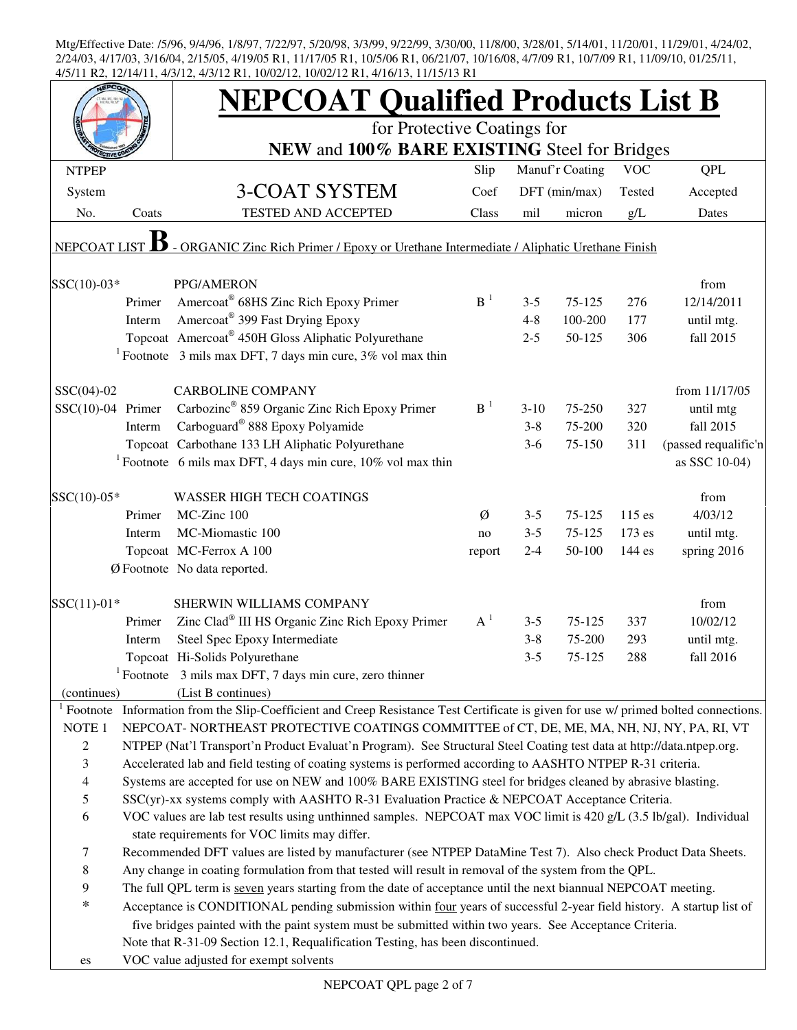Mtg/Effective Date: /5/96, 9/4/96, 1/8/97, 7/22/97, 5/20/98, 3/3/99, 9/22/99, 3/30/00, 11/8/00, 3/28/01, 5/14/01, 11/20/01, 11/29/01, 4/24/02, 2/24/03, 4/17/03, 3/16/04, 2/15/05, 4/19/05 R1, 11/17/05 R1, 10/5/06 R1, 06/21/07, 10/16/08, 4/7/09 R1, 10/7/09 R1, 11/09/10, 01/25/11, 4/5/11 R2, 12/14/11, 4/3/12, 4/3/12 R1, 10/02/12, 10/02/12 R1, 4/16/13, 11/15/13 R1

# NEPCOAT Qualified Products List B

for Protective Coatings for

**NEW** and **100% BARE EXISTING** Steel for Bridges

| NTPEP System No. | Coats | 3-COAT SYSTEM TESTED AND ACCEPTED | Slip Coef Class | Manuf'r Coating DFT (min/max) mil | micron | VOC Tested g/L | QPL Accepted Dates |
|---|---|---|---|---|---|---|---|
| NEPCOAT LIST **B** - ORGANIC Zinc Rich Primer / Epoxy or Urethane Intermediate / Aliphatic Urethane Finish | | | | | | | |
| SSC(10)-03* | | PPG/AMERON | | | | | from |
| | Primer | Amercoat® 68HS Zinc Rich Epoxy Primer | B [1] | 3-5 | 75-125 | 276 | 12/14/2011 |
| | Interm | Amercoat® 399 Fast Drying Epoxy | | 4-8 | 100-200 | 177 | until mtg. |
| | Topcoat | Amercoat® 450H Gloss Aliphatic Polyurethane | | 2-5 | 50-125 | 306 | fall 2015 |
| | [1] Footnote | 3 mils max DFT, 7 days min cure, 3% vol max thin | | | | | |
| SSC(04)-02 | | CARBOLINE COMPANY | | | | | from 11/17/05 |
| SSC(10)-04 | Primer | Carbozinc® 859 Organic Zinc Rich Epoxy Primer | B [1] | 3-10 | 75-250 | 327 | until mtg |
| | Interm | Carboguard® 888 Epoxy Polyamide | | 3-8 | 75-200 | 320 | fall 2015 |
| | Topcoat | Carbothane 133 LH Aliphatic Polyurethane | | 3-6 | 75-150 | 311 | (passed requalific'n |
| | [1] Footnote | 6 mils max DFT, 4 days min cure, 10% vol max thin | | | | | as SSC 10-04) |
| SSC(10)-05* | | WASSER HIGH TECH COATINGS | | | | | from |
| | Primer | MC-Zinc 100 | Ø | 3-5 | 75-125 | 115 es | 4/03/12 |
| | Interm | MC-Miomastic 100 | no | 3-5 | 75-125 | 173 es | until mtg. |
| | Topcoat | MC-Ferrox A 100 | report | 2-4 | 50-100 | 144 es | spring 2016 |
| | Ø Footnote | No data reported. | | | | | |
| SSC(11)-01* | | SHERWIN WILLIAMS COMPANY | | | | | from |
| | Primer | Zinc Clad® III HS Organic Zinc Rich Epoxy Primer | A [1] | 3-5 | 75-125 | 337 | 10/02/12 |
| | Interm | Steel Spec Epoxy Intermediate | | 3-8 | 75-200 | 293 | until mtg. |
| | Topcoat | Hi-Solids Polyurethane | | 3-5 | 75-125 | 288 | fall 2016 |
| | [1] Footnote | 3 mils max DFT, 7 days min cure, zero thinner | | | | | |
| (continues) | | (List B continues) | | | | | |

[1] Footnote Information from the Slip-Coefficient and Creep Resistance Test Certificate is given for use w/ primed bolted connections.

NOTE 1 NEPCOAT- NORTHEAST PROTECTIVE COATINGS COMMITTEE of CT, DE, ME, MA, NH, NJ, NY, PA, RI, VT

2 NTPEP (Nat'l Transport'n Product Evaluat'n Program). See Structural Steel Coating test data at http://data.ntpep.org.

3 Accelerated lab and field testing of coating systems is performed according to AASHTO NTPEP R-31 criteria.

4 Systems are accepted for use on NEW and 100% BARE EXISTING steel for bridges cleaned by abrasive blasting.

5 SSC(yr)-xx systems comply with AASHTO R-31 Evaluation Practice & NEPCOAT Acceptance Criteria.

6 VOC values are lab test results using unthinned samples. NEPCOAT max VOC limit is 420 g/L (3.5 lb/gal). Individual state requirements for VOC limits may differ.

7 Recommended DFT values are listed by manufacturer (see NTPEP DataMine Test 7). Also check Product Data Sheets.

8 Any change in coating formulation from that tested will result in removal of the system from the QPL.

9 The full QPL term is seven years starting from the date of acceptance until the next biannual NEPCOAT meeting.

\* Acceptance is CONDITIONAL pending submission within four years of successful 2-year field history. A startup list of five bridges painted with the paint system must be submitted within two years. See Acceptance Criteria.

Note that R-31-09 Section 12.1, Requalification Testing, has been discontinued.

es VOC value adjusted for exempt solvents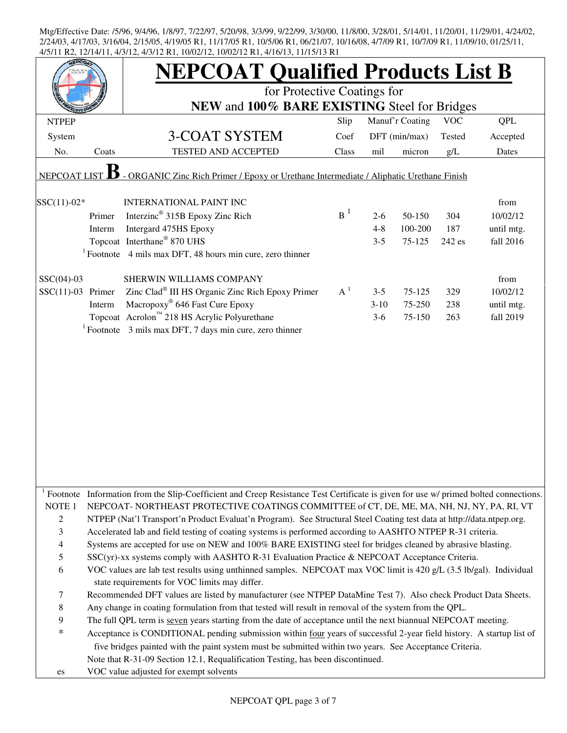Mtg/Effective Date: /5/96, 9/4/96, 1/8/97, 7/22/97, 5/20/98, 3/3/99, 9/22/99, 3/30/00, 11/8/00, 3/28/01, 5/14/01, 11/20/01, 11/29/01, 4/24/02, 2/24/03, 4/17/03, 3/16/04, 2/15/05, 4/19/05 R1, 11/17/05 R1, 10/5/06 R1, 06/21/07, 10/16/08, 4/7/09 R1, 10/7/09 R1, 11/09/10, 01/25/11, 4/5/11 R2, 12/14/11, 4/3/12, 4/3/12 R1, 10/02/12, 10/02/12 R1, 4/16/13, 11/15/13 R1

# NEPCOAT Qualified Products List B

for Protective Coatings for

**NEW** and **100% BARE EXISTING** Steel for Bridges

| NTPEP System No. | Coats | 3-COAT SYSTEM TESTED AND ACCEPTED | Slip Coef Class | Manuf'r Coating DFT (min/max) mil | micron | VOC Tested g/L | QPL Accepted Dates |
|---|---|---|---|---|---|---|---|
| NEPCOAT LIST **B** - ORGANIC Zinc Rich Primer / Epoxy or Urethane Intermediate / Aliphatic Urethane Finish | | | | | | | |
| SSC(11)-02* | | INTERNATIONAL PAINT INC | | | | | from |
| | Primer | Interzinc® 315B Epoxy Zinc Rich | B [1] | 2-6 | 50-150 | 304 | 10/02/12 |
| | Interm | Intergard 475HS Epoxy | | 4-8 | 100-200 | 187 | until mtg. |
| | Topcoat | Interthane® 870 UHS | | 3-5 | 75-125 | 242 es | fall 2016 |
| | [1] Footnote | 4 mils max DFT, 48 hours min cure, zero thinner | | | | | |
| SSC(04)-03 | | SHERWIN WILLIAMS COMPANY | | | | | from |
| SSC(11)-03 | Primer | Zinc Clad® III HS Organic Zinc Rich Epoxy Primer | A [1] | 3-5 | 75-125 | 329 | 10/02/12 |
| | Interm | Macropoxy® 646 Fast Cure Epoxy | | 3-10 | 75-250 | 238 | until mtg. |
| | Topcoat | Acrolon™ 218 HS Acrylic Polyurethane | | 3-6 | 75-150 | 263 | fall 2019 |
| | [1] Footnote | 3 mils max DFT, 7 days min cure, zero thinner | | | | | |

[1] Footnote Information from the Slip-Coefficient and Creep Resistance Test Certificate is given for use w/ primed bolted connections.

NOTE 1 NEPCOAT- NORTHEAST PROTECTIVE COATINGS COMMITTEE of CT, DE, ME, MA, NH, NJ, NY, PA, RI, VT

2 NTPEP (Nat'l Transport'n Product Evaluat'n Program). See Structural Steel Coating test data at http://data.ntpep.org.

3 Accelerated lab and field testing of coating systems is performed according to AASHTO NTPEP R-31 criteria.

4 Systems are accepted for use on NEW and 100% BARE EXISTING steel for bridges cleaned by abrasive blasting.

5 SSC(yr)-xx systems comply with AASHTO R-31 Evaluation Practice & NEPCOAT Acceptance Criteria.

6 VOC values are lab test results using unthinned samples. NEPCOAT max VOC limit is 420 g/L (3.5 lb/gal). Individual state requirements for VOC limits may differ.

7 Recommended DFT values are listed by manufacturer (see NTPEP DataMine Test 7). Also check Product Data Sheets.

8 Any change in coating formulation from that tested will result in removal of the system from the QPL.

9 The full QPL term is <u>seven</u> years starting from the date of acceptance until the next biannual NEPCOAT meeting.

* Acceptance is CONDITIONAL pending submission within <u>four</u> years of successful 2-year field history. A startup list of five bridges painted with the paint system must be submitted within two years. See Acceptance Criteria.

Note that R-31-09 Section 12.1, Requalification Testing, has been discontinued.

es VOC value adjusted for exempt solvents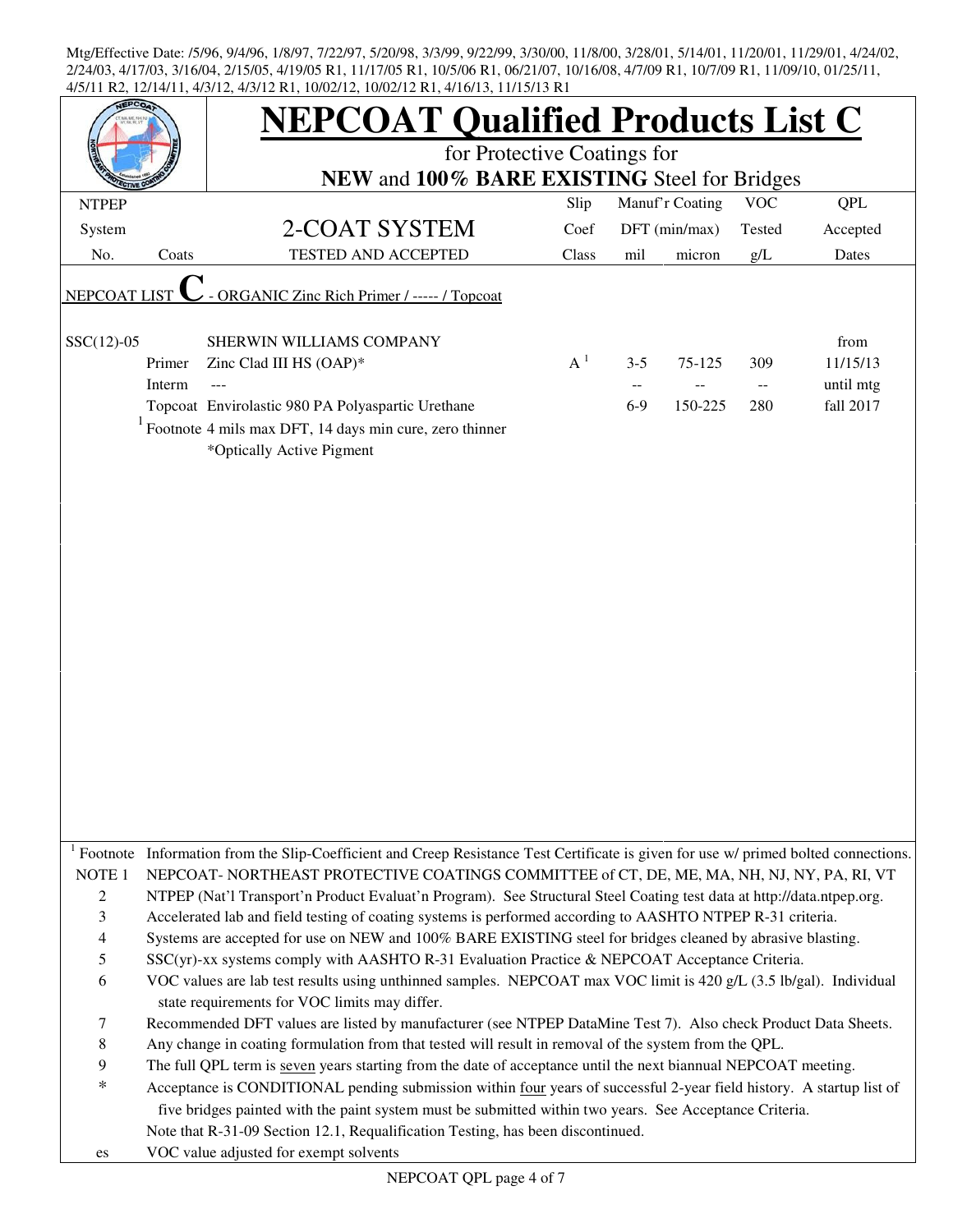Mtg/Effective Date: /5/96, 9/4/96, 1/8/97, 7/22/97, 5/20/98, 3/3/99, 9/22/99, 3/30/00, 11/8/00, 3/28/01, 5/14/01, 11/20/01, 11/29/01, 4/24/02, 2/24/03, 4/17/03, 3/16/04, 2/15/05, 4/19/05 R1, 11/17/05 R1, 10/5/06 R1, 06/21/07, 10/16/08, 4/7/09 R1, 10/7/09 R1, 11/09/10, 01/25/11, 4/5/11 R2, 12/14/11, 4/3/12, 4/3/12 R1, 10/02/12, 10/02/12 R1, 4/16/13, 11/15/13 R1

# NEPCOAT Qualified Products List C

for Protective Coatings for

**NEW** and **100% BARE EXISTING** Steel for Bridges

| NTPEP System No. | Coats | 2-COAT SYSTEM TESTED AND ACCEPTED | Slip Coef Class | Manuf'r Coating DFT (min/max) mil | micron | VOC Tested g/L | QPL Accepted Dates |
|---|---|---|---|---|---|---|---|
| NEPCOAT LIST **C** - ORGANIC Zinc Rich Primer / ----- / Topcoat | | | | | | | |
| SSC(12)-05 | | SHERWIN WILLIAMS COMPANY | | | | | from |
| | Primer | Zinc Clad III HS (OAP)* | A [1] | 3-5 | 75-125 | 309 | 11/15/13 |
| | Interm | --- | | -- | -- | -- | until mtg |
| | Topcoat | Envirolastic 980 PA Polyaspartic Urethane | | 6-9 | 150-225 | 280 | fall 2017 |
| | [1] Footnote | 4 mils max DFT, 14 days min cure, zero thinner | | | | | |
| | | *Optically Active Pigment | | | | | |

[1] Footnote Information from the Slip-Coefficient and Creep Resistance Test Certificate is given for use w/ primed bolted connections.

NOTE 1 NEPCOAT- NORTHEAST PROTECTIVE COATINGS COMMITTEE of CT, DE, ME, MA, NH, NJ, NY, PA, RI, VT

2 NTPEP (Nat'l Transport'n Product Evaluat'n Program). See Structural Steel Coating test data at http://data.ntpep.org.

3 Accelerated lab and field testing of coating systems is performed according to AASHTO NTPEP R-31 criteria.

4 Systems are accepted for use on NEW and 100% BARE EXISTING steel for bridges cleaned by abrasive blasting.

5 SSC(yr)-xx systems comply with AASHTO R-31 Evaluation Practice & NEPCOAT Acceptance Criteria.

6 VOC values are lab test results using unthinned samples. NEPCOAT max VOC limit is 420 g/L (3.5 lb/gal). Individual state requirements for VOC limits may differ.

7 Recommended DFT values are listed by manufacturer (see NTPEP DataMine Test 7). Also check Product Data Sheets.

8 Any change in coating formulation from that tested will result in removal of the system from the QPL.

9 The full QPL term is seven years starting from the date of acceptance until the next biannual NEPCOAT meeting.

* Acceptance is CONDITIONAL pending submission within four years of successful 2-year field history. A startup list of five bridges painted with the paint system must be submitted within two years. See Acceptance Criteria.

Note that R-31-09 Section 12.1, Requalification Testing, has been discontinued.

es VOC value adjusted for exempt solvents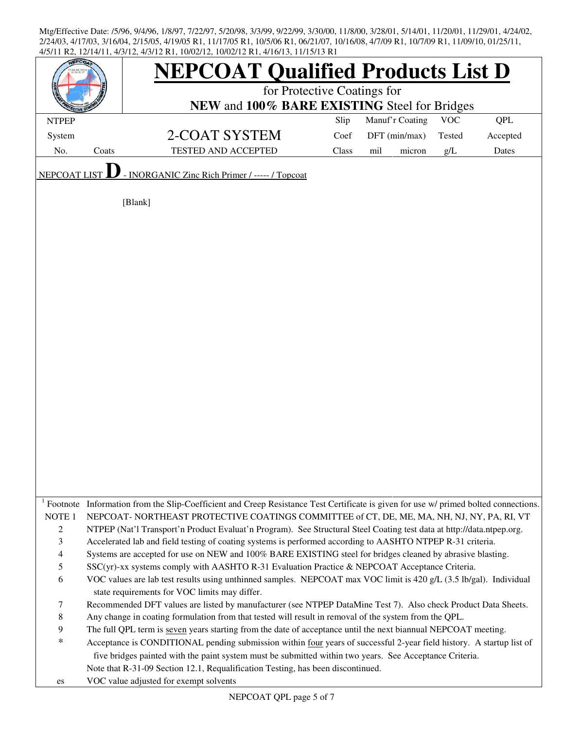Mtg/Effective Date: /5/96, 9/4/96, 1/8/97, 7/22/97, 5/20/98, 3/3/99, 9/22/99, 3/30/00, 11/8/00, 3/28/01, 5/14/01, 11/20/01, 11/29/01, 4/24/02, 2/24/03, 4/17/03, 3/16/04, 2/15/05, 4/19/05 R1, 11/17/05 R1, 10/5/06 R1, 06/21/07, 10/16/08, 4/7/09 R1, 10/7/09 R1, 11/09/10, 01/25/11, 4/5/11 R2, 12/14/11, 4/3/12, 4/3/12 R1, 10/02/12, 10/02/12 R1, 4/16/13, 11/15/13 R1

# NEPCOAT Qualified Products List D

for Protective Coatings for

**NEW** and **100% BARE EXISTING** Steel for Bridges

| NTPEP System No. | Coats | 2-COAT SYSTEM TESTED AND ACCEPTED | Slip Coef Class | Manuf'r Coating DFT (min/max) mil | micron | VOC Tested g/L | QPL Accepted Dates |
|---|---|---|---|---|---|---|---|

NEPCOAT LIST **D** - INORGANIC Zinc Rich Primer / ----- / Topcoat

[Blank]

[1] Footnote Information from the Slip-Coefficient and Creep Resistance Test Certificate is given for use w/ primed bolted connections.

NOTE 1 NEPCOAT- NORTHEAST PROTECTIVE COATINGS COMMITTEE of CT, DE, ME, MA, NH, NJ, NY, PA, RI, VT

2 NTPEP (Nat'l Transport'n Product Evaluat'n Program). See Structural Steel Coating test data at http://data.ntpep.org.

3 Accelerated lab and field testing of coating systems is performed according to AASHTO NTPEP R-31 criteria.

4 Systems are accepted for use on NEW and 100% BARE EXISTING steel for bridges cleaned by abrasive blasting.

5 SSC(yr)-xx systems comply with AASHTO R-31 Evaluation Practice & NEPCOAT Acceptance Criteria.

6 VOC values are lab test results using unthinned samples. NEPCOAT max VOC limit is 420 g/L (3.5 lb/gal). Individual state requirements for VOC limits may differ.

7 Recommended DFT values are listed by manufacturer (see NTPEP DataMine Test 7). Also check Product Data Sheets.

8 Any change in coating formulation from that tested will result in removal of the system from the QPL.

9 The full QPL term is seven years starting from the date of acceptance until the next biannual NEPCOAT meeting.

* Acceptance is CONDITIONAL pending submission within four years of successful 2-year field history. A startup list of five bridges painted with the paint system must be submitted within two years. See Acceptance Criteria.

Note that R-31-09 Section 12.1, Requalification Testing, has been discontinued.

es VOC value adjusted for exempt solvents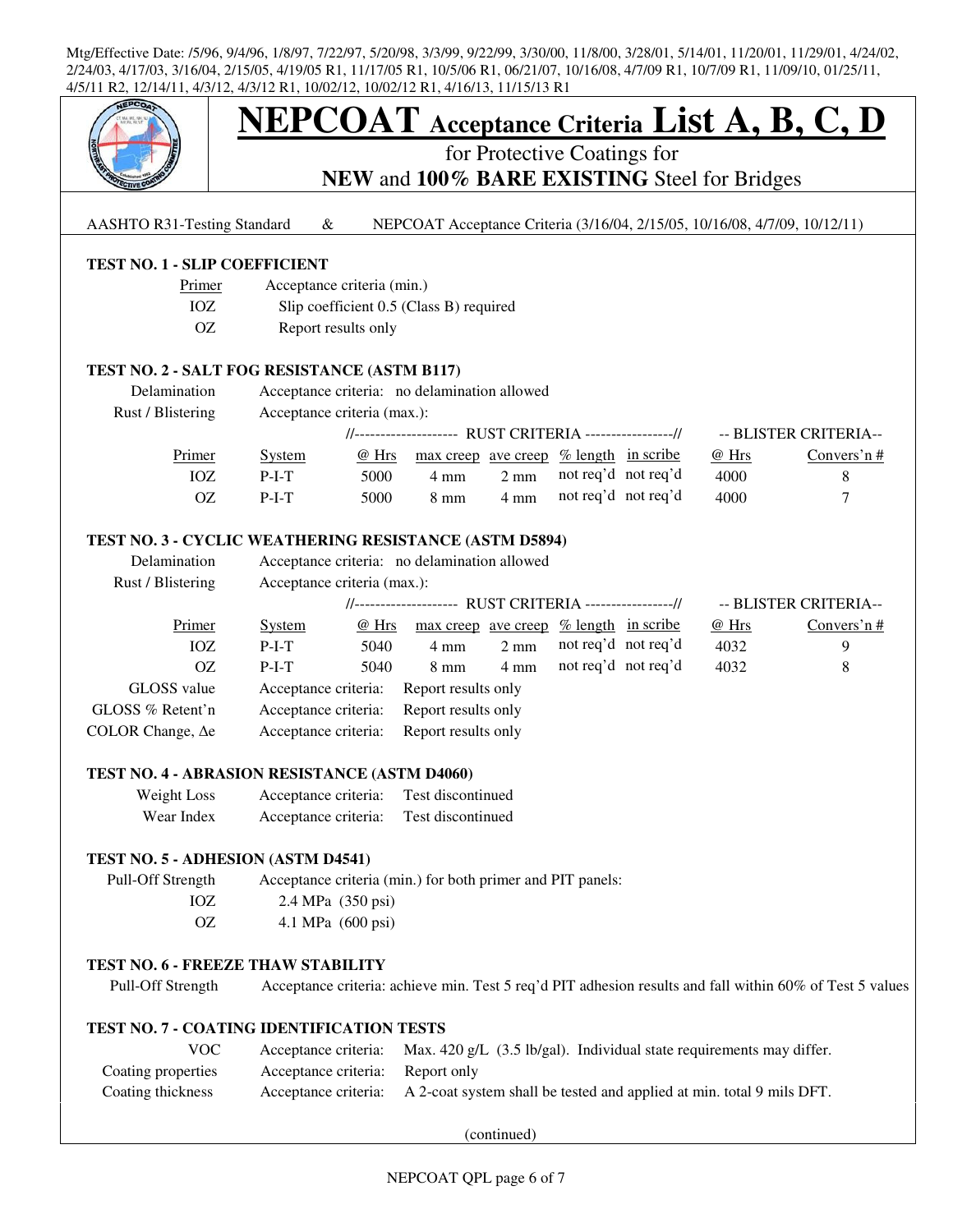Mtg/Effective Date: /5/96, 9/4/96, 1/8/97, 7/22/97, 5/20/98, 3/3/99, 9/22/99, 3/30/00, 11/8/00, 3/28/01, 5/14/01, 11/20/01, 11/29/01, 4/24/02, 2/24/03, 4/17/03, 3/16/04, 2/15/05, 4/19/05 R1, 11/17/05 R1, 10/5/06 R1, 06/21/07, 10/16/08, 4/7/09 R1, 10/7/09 R1, 11/09/10, 01/25/11, 4/5/11 R2, 12/14/11, 4/3/12, 4/3/12 R1, 10/02/12, 10/02/12 R1, 4/16/13, 11/15/13 R1

# NEPCOAT Acceptance Criteria List A, B, C, D

## for Protective Coatings for **NEW** and **100% BARE EXISTING** Steel for Bridges

AASHTO R31-Testing Standard & NEPCOAT Acceptance Criteria (3/16/04, 2/15/05, 10/16/08, 4/7/09, 10/12/11)

### TEST NO. 1 - SLIP COEFFICIENT

| Primer | Acceptance criteria (min.) |
|---|---|
| IOZ | Slip coefficient 0.5 (Class B) required |
| OZ | Report results only |

### TEST NO. 2 - SALT FOG RESISTANCE (ASTM B117)

Delamination — Acceptance criteria: no delamination allowed

Rust / Blistering — Acceptance criteria (max.):

| | | RUST CRITERIA | | | | | BLISTER CRITERIA | |
|---|---|---|---|---|---|---|---|---|
| Primer | System | @ Hrs | max creep | ave creep | % length | in scribe | @ Hrs | Convers'n # |
| IOZ | P-I-T | 5000 | 4 mm | 2 mm | not req'd | not req'd | 4000 | 8 |
| OZ | P-I-T | 5000 | 8 mm | 4 mm | not req'd | not req'd | 4000 | 7 |

### TEST NO. 3 - CYCLIC WEATHERING RESISTANCE (ASTM D5894)

Delamination — Acceptance criteria: no delamination allowed

Rust / Blistering — Acceptance criteria (max.):

| | | RUST CRITERIA | | | | | BLISTER CRITERIA | |
|---|---|---|---|---|---|---|---|---|
| Primer | System | @ Hrs | max creep | ave creep | % length | in scribe | @ Hrs | Convers'n # |
| IOZ | P-I-T | 5040 | 4 mm | 2 mm | not req'd | not req'd | 4032 | 9 |
| OZ | P-I-T | 5040 | 8 mm | 4 mm | not req'd | not req'd | 4032 | 8 |

GLOSS value — Acceptance criteria: Report results only

GLOSS % Retent'n — Acceptance criteria: Report results only

COLOR Change, Δe — Acceptance criteria: Report results only

### TEST NO. 4 - ABRASION RESISTANCE (ASTM D4060)

Weight Loss — Acceptance criteria: Test discontinued

Wear Index — Acceptance criteria: Test discontinued

### TEST NO. 5 - ADHESION (ASTM D4541)

Pull-Off Strength — Acceptance criteria (min.) for both primer and PIT panels:

- IOZ — 2.4 MPa (350 psi)
- OZ — 4.1 MPa (600 psi)

### TEST NO. 6 - FREEZE THAW STABILITY

Pull-Off Strength — Acceptance criteria: achieve min. Test 5 req'd PIT adhesion results and fall within 60% of Test 5 values

### TEST NO. 7 - COATING IDENTIFICATION TESTS

VOC — Acceptance criteria: Max. 420 g/L (3.5 lb/gal). Individual state requirements may differ.

Coating properties — Acceptance criteria: Report only

Coating thickness — Acceptance criteria: A 2-coat system shall be tested and applied at min. total 9 mils DFT.

(continued)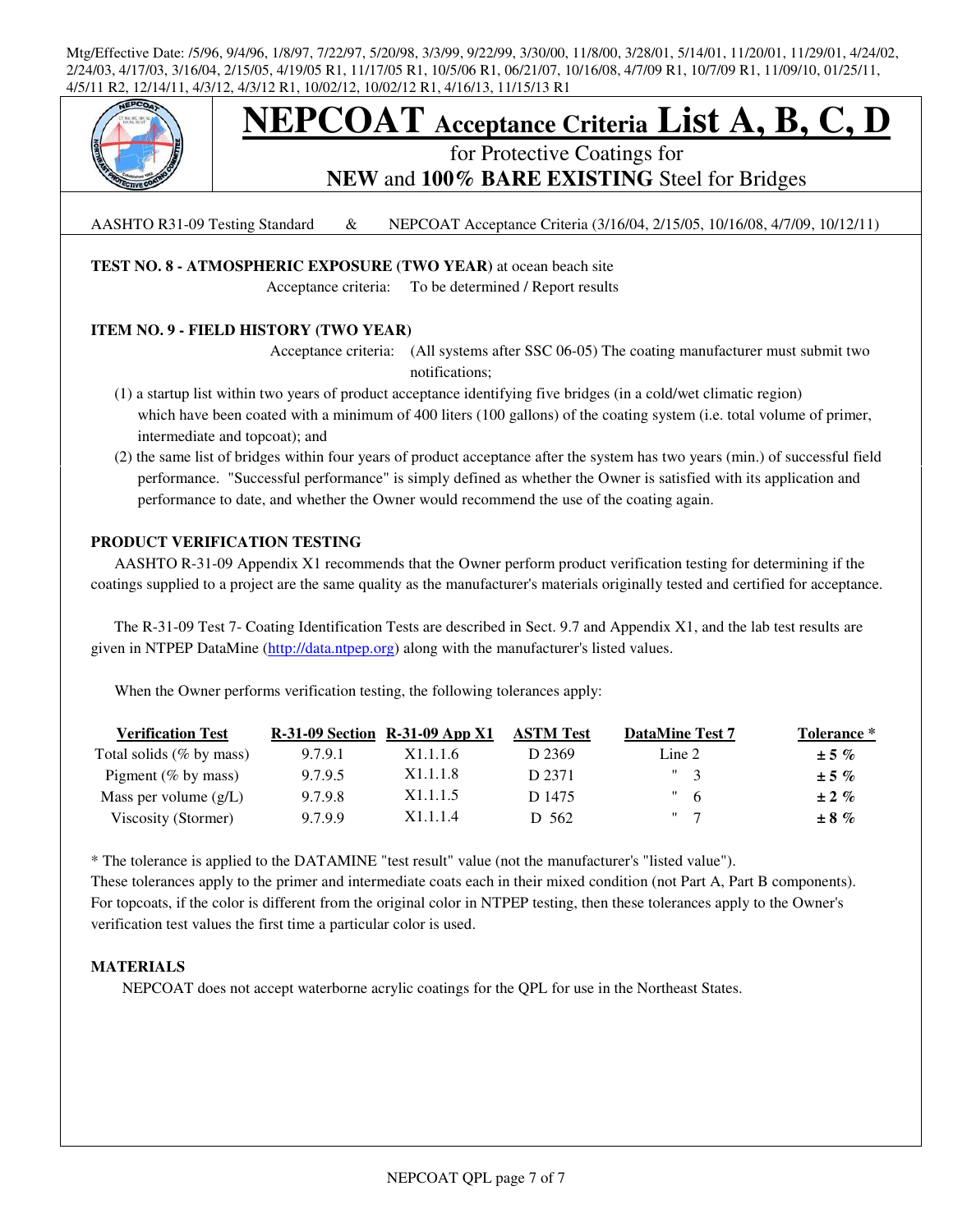Mtg/Effective Date: /5/96, 9/4/96, 1/8/97, 7/22/97, 5/20/98, 3/3/99, 9/22/99, 3/30/00, 11/8/00, 3/28/01, 5/14/01, 11/20/01, 11/29/01, 4/24/02, 2/24/03, 4/17/03, 3/16/04, 2/15/05, 4/19/05 R1, 11/17/05 R1, 10/5/06 R1, 06/21/07, 10/16/08, 4/7/09 R1, 10/7/09 R1, 11/09/10, 01/25/11, 4/5/11 R2, 12/14/11, 4/3/12, 4/3/12 R1, 10/02/12, 10/02/12 R1, 4/16/13, 11/15/13 R1

# NEPCOAT Acceptance Criteria List A, B, C, D

for Protective Coatings for
**NEW** and **100% BARE EXISTING** Steel for Bridges

AASHTO R31-09 Testing Standard & NEPCOAT Acceptance Criteria (3/16/04, 2/15/05, 10/16/08, 4/7/09, 10/12/11)

**TEST NO. 8 - ATMOSPHERIC EXPOSURE (TWO YEAR)** at ocean beach site

Acceptance criteria: To be determined / Report results

**ITEM NO. 9 - FIELD HISTORY (TWO YEAR)**

Acceptance criteria: (All systems after SSC 06-05) The coating manufacturer must submit two notifications;

(1) a startup list within two years of product acceptance identifying five bridges (in a cold/wet climatic region) which have been coated with a minimum of 400 liters (100 gallons) of the coating system (i.e. total volume of primer, intermediate and topcoat); and

(2) the same list of bridges within four years of product acceptance after the system has two years (min.) of successful field performance. "Successful performance" is simply defined as whether the Owner is satisfied with its application and performance to date, and whether the Owner would recommend the use of the coating again.

**PRODUCT VERIFICATION TESTING**

AASHTO R-31-09 Appendix X1 recommends that the Owner perform product verification testing for determining if the coatings supplied to a project are the same quality as the manufacturer's materials originally tested and certified for acceptance.

The R-31-09 Test 7- Coating Identification Tests are described in Sect. 9.7 and Appendix X1, and the lab test results are given in NTPEP DataMine (http://data.ntpep.org) along with the manufacturer's listed values.

When the Owner performs verification testing, the following tolerances apply:

| Verification Test | R-31-09 Section | R-31-09 App X1 | ASTM Test | DataMine Test 7 | Tolerance * |
|---|---|---|---|---|---|
| Total solids (% by mass) | 9.7.9.1 | X1.1.1.6 | D 2369 | Line 2 | ± 5 % |
| Pigment (% by mass) | 9.7.9.5 | X1.1.1.8 | D 2371 | " 3 | ± 5 % |
| Mass per volume (g/L) | 9.7.9.8 | X1.1.1.5 | D 1475 | " 6 | ± 2 % |
| Viscosity (Stormer) | 9.7.9.9 | X1.1.1.4 | D 562 | " 7 | ± 8 % |

* The tolerance is applied to the DATAMINE "test result" value (not the manufacturer's "listed value").
These tolerances apply to the primer and intermediate coats each in their mixed condition (not Part A, Part B components).
For topcoats, if the color is different from the original color in NTPEP testing, then these tolerances apply to the Owner's verification test values the first time a particular color is used.

**MATERIALS**

NEPCOAT does not accept waterborne acrylic coatings for the QPL for use in the Northeast States.